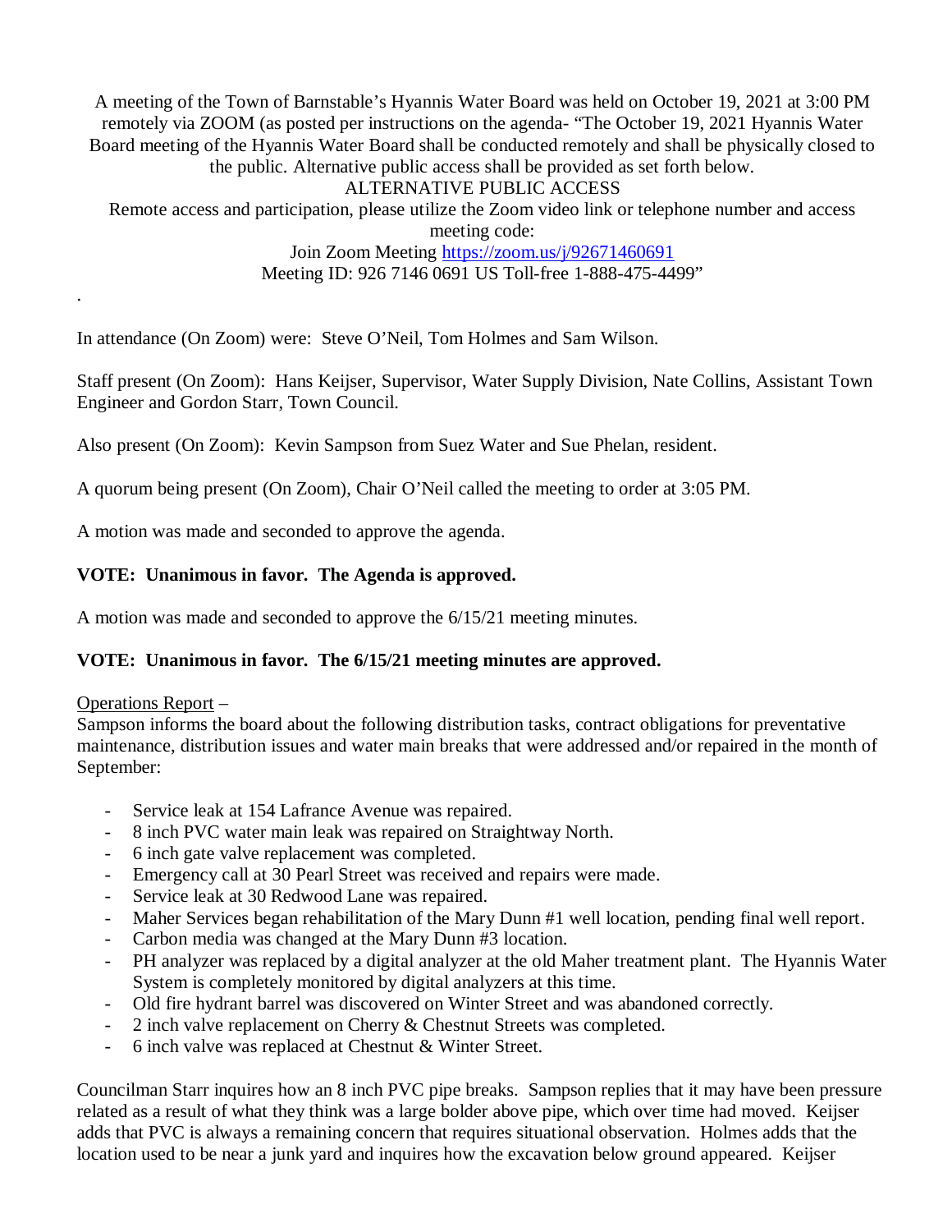A meeting of the Town of Barnstable's Hyannis Water Board was held on October 19, 2021 at 3:00 PM remotely via ZOOM (as posted per instructions on the agenda- "The October 19, 2021 Hyannis Water Board meeting of the Hyannis Water Board shall be conducted remotely and shall be physically closed to the public. Alternative public access shall be provided as set forth below.

ALTERNATIVE PUBLIC ACCESS

Remote access and participation, please utilize the Zoom video link or telephone number and access meeting code:

Join Zoom Meeting https://zoom.us/j/92671460691

Meeting ID: 926 7146 0691 US Toll-free 1-888-475-4499"

.

In attendance (On Zoom) were: Steve O'Neil, Tom Holmes and Sam Wilson.

Staff present (On Zoom): Hans Keijser, Supervisor, Water Supply Division, Nate Collins, Assistant Town Engineer and Gordon Starr, Town Council.

Also present (On Zoom): Kevin Sampson from Suez Water and Sue Phelan, resident.

A quorum being present (On Zoom), Chair O'Neil called the meeting to order at 3:05 PM.

A motion was made and seconded to approve the agenda.

**VOTE: Unanimous in favor. The Agenda is approved.**

A motion was made and seconded to approve the 6/15/21 meeting minutes.

**VOTE: Unanimous in favor. The 6/15/21 meeting minutes are approved.**

Operations Report –

Sampson informs the board about the following distribution tasks, contract obligations for preventative maintenance, distribution issues and water main breaks that were addressed and/or repaired in the month of September:

- Service leak at 154 Lafrance Avenue was repaired.
- 8 inch PVC water main leak was repaired on Straightway North.
- 6 inch gate valve replacement was completed.
- Emergency call at 30 Pearl Street was received and repairs were made.
- Service leak at 30 Redwood Lane was repaired.
- Maher Services began rehabilitation of the Mary Dunn #1 well location, pending final well report.
- Carbon media was changed at the Mary Dunn #3 location.
- PH analyzer was replaced by a digital analyzer at the old Maher treatment plant. The Hyannis Water System is completely monitored by digital analyzers at this time.
- Old fire hydrant barrel was discovered on Winter Street and was abandoned correctly.
- 2 inch valve replacement on Cherry & Chestnut Streets was completed.
- 6 inch valve was replaced at Chestnut & Winter Street.

Councilman Starr inquires how an 8 inch PVC pipe breaks. Sampson replies that it may have been pressure related as a result of what they think was a large bolder above pipe, which over time had moved. Keijser adds that PVC is always a remaining concern that requires situational observation. Holmes adds that the location used to be near a junk yard and inquires how the excavation below ground appeared. Keijser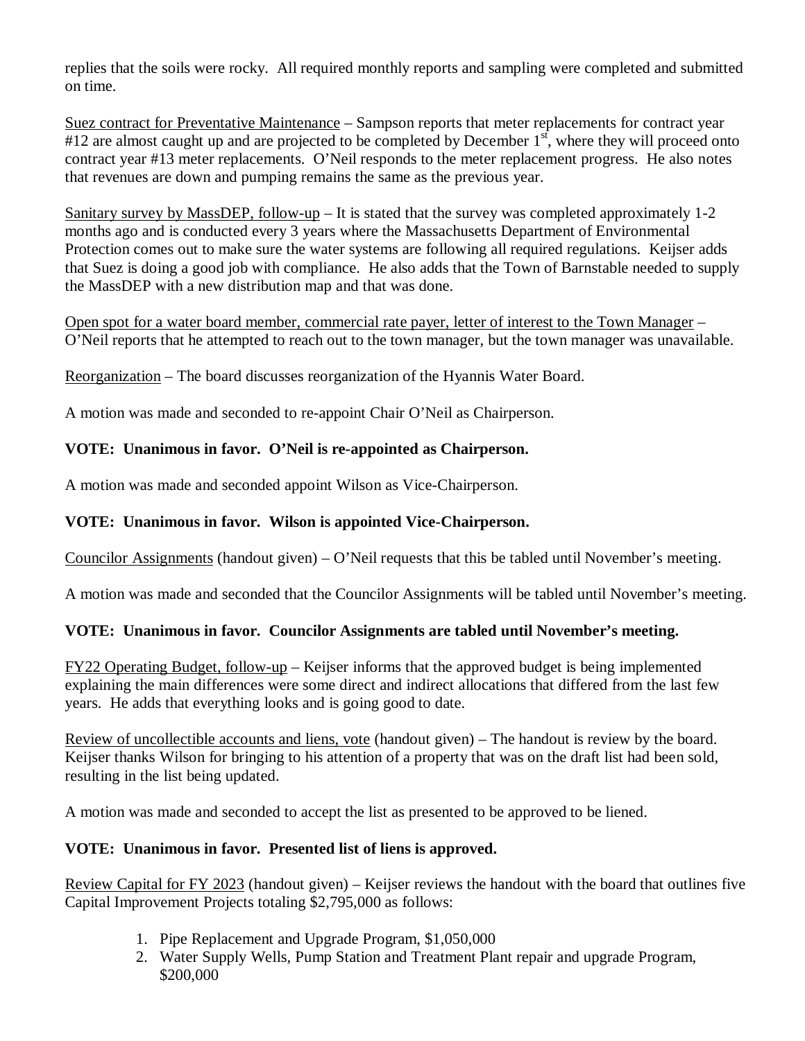replies that the soils were rocky. All required monthly reports and sampling were completed and submitted on time.

Suez contract for Preventative Maintenance – Sampson reports that meter replacements for contract year #12 are almost caught up and are projected to be completed by December 1st, where they will proceed onto contract year #13 meter replacements. O'Neil responds to the meter replacement progress. He also notes that revenues are down and pumping remains the same as the previous year.

Sanitary survey by MassDEP, follow-up – It is stated that the survey was completed approximately 1-2 months ago and is conducted every 3 years where the Massachusetts Department of Environmental Protection comes out to make sure the water systems are following all required regulations. Keijser adds that Suez is doing a good job with compliance. He also adds that the Town of Barnstable needed to supply the MassDEP with a new distribution map and that was done.

Open spot for a water board member, commercial rate payer, letter of interest to the Town Manager – O'Neil reports that he attempted to reach out to the town manager, but the town manager was unavailable.

Reorganization – The board discusses reorganization of the Hyannis Water Board.

A motion was made and seconded to re-appoint Chair O'Neil as Chairperson.

**VOTE: Unanimous in favor. O'Neil is re-appointed as Chairperson.**

A motion was made and seconded appoint Wilson as Vice-Chairperson.

**VOTE: Unanimous in favor. Wilson is appointed Vice-Chairperson.**

Councilor Assignments (handout given) – O'Neil requests that this be tabled until November's meeting.

A motion was made and seconded that the Councilor Assignments will be tabled until November's meeting.

**VOTE: Unanimous in favor. Councilor Assignments are tabled until November's meeting.**

FY22 Operating Budget, follow-up – Keijser informs that the approved budget is being implemented explaining the main differences were some direct and indirect allocations that differed from the last few years. He adds that everything looks and is going good to date.

Review of uncollectible accounts and liens, vote (handout given) – The handout is review by the board. Keijser thanks Wilson for bringing to his attention of a property that was on the draft list had been sold, resulting in the list being updated.

A motion was made and seconded to accept the list as presented to be approved to be liened.

**VOTE: Unanimous in favor. Presented list of liens is approved.**

Review Capital for FY 2023 (handout given) – Keijser reviews the handout with the board that outlines five Capital Improvement Projects totaling $2,795,000 as follows:

1. Pipe Replacement and Upgrade Program, $1,050,000
2. Water Supply Wells, Pump Station and Treatment Plant repair and upgrade Program, $200,000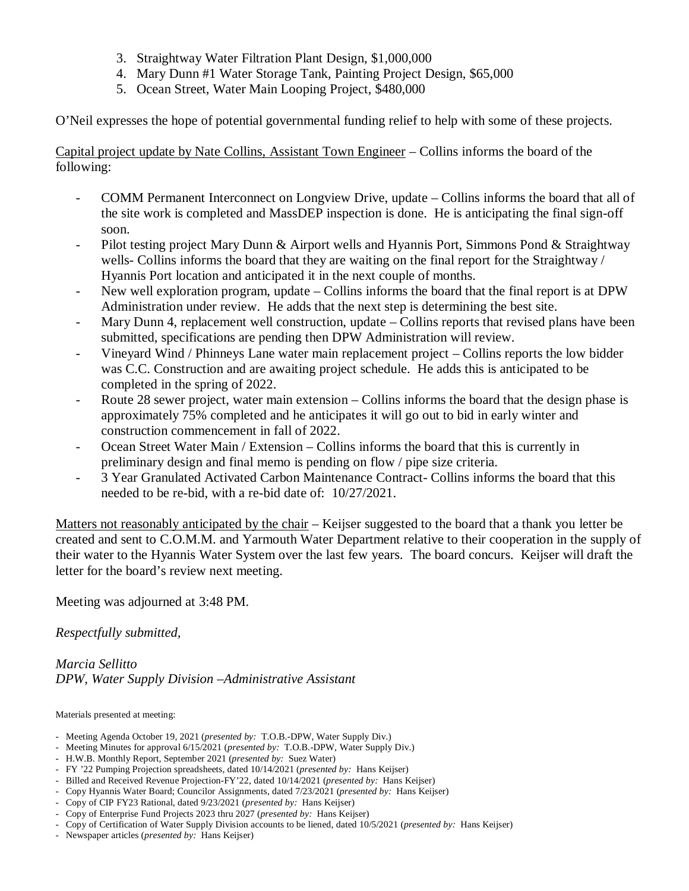3. Straightway Water Filtration Plant Design, $1,000,000
4. Mary Dunn #1 Water Storage Tank, Painting Project Design, $65,000
5. Ocean Street, Water Main Looping Project, $480,000

O'Neil expresses the hope of potential governmental funding relief to help with some of these projects.

Capital project update by Nate Collins, Assistant Town Engineer – Collins informs the board of the following:

- COMM Permanent Interconnect on Longview Drive, update – Collins informs the board that all of the site work is completed and MassDEP inspection is done. He is anticipating the final sign-off soon.
- Pilot testing project Mary Dunn & Airport wells and Hyannis Port, Simmons Pond & Straightway wells- Collins informs the board that they are waiting on the final report for the Straightway / Hyannis Port location and anticipated it in the next couple of months.
- New well exploration program, update – Collins informs the board that the final report is at DPW Administration under review. He adds that the next step is determining the best site.
- Mary Dunn 4, replacement well construction, update – Collins reports that revised plans have been submitted, specifications are pending then DPW Administration will review.
- Vineyard Wind / Phinneys Lane water main replacement project – Collins reports the low bidder was C.C. Construction and are awaiting project schedule. He adds this is anticipated to be completed in the spring of 2022.
- Route 28 sewer project, water main extension – Collins informs the board that the design phase is approximately 75% completed and he anticipates it will go out to bid in early winter and construction commencement in fall of 2022.
- Ocean Street Water Main / Extension – Collins informs the board that this is currently in preliminary design and final memo is pending on flow / pipe size criteria.
- 3 Year Granulated Activated Carbon Maintenance Contract- Collins informs the board that this needed to be re-bid, with a re-bid date of: 10/27/2021.

Matters not reasonably anticipated by the chair – Keijser suggested to the board that a thank you letter be created and sent to C.O.M.M. and Yarmouth Water Department relative to their cooperation in the supply of their water to the Hyannis Water System over the last few years. The board concurs. Keijser will draft the letter for the board's review next meeting.

Meeting was adjourned at 3:48 PM.

*Respectfully submitted,*

*Marcia Sellitto*
*DPW, Water Supply Division –Administrative Assistant*

Materials presented at meeting:

- Meeting Agenda October 19, 2021 (*presented by:* T.O.B.-DPW, Water Supply Div.)
- Meeting Minutes for approval 6/15/2021 (*presented by:* T.O.B.-DPW, Water Supply Div.)
- H.W.B. Monthly Report, September 2021 (*presented by:* Suez Water)
- FY '22 Pumping Projection spreadsheets, dated 10/14/2021 (*presented by:* Hans Keijser)
- Billed and Received Revenue Projection-FY'22, dated 10/14/2021 (*presented by:* Hans Keijser)
- Copy Hyannis Water Board; Councilor Assignments, dated 7/23/2021 (*presented by:* Hans Keijser)
- Copy of CIP FY23 Rational, dated 9/23/2021 (*presented by:* Hans Keijser)
- Copy of Enterprise Fund Projects 2023 thru 2027 (*presented by:* Hans Keijser)
- Copy of Certification of Water Supply Division accounts to be liened, dated 10/5/2021 (*presented by:* Hans Keijser)
- Newspaper articles (*presented by:* Hans Keijser)